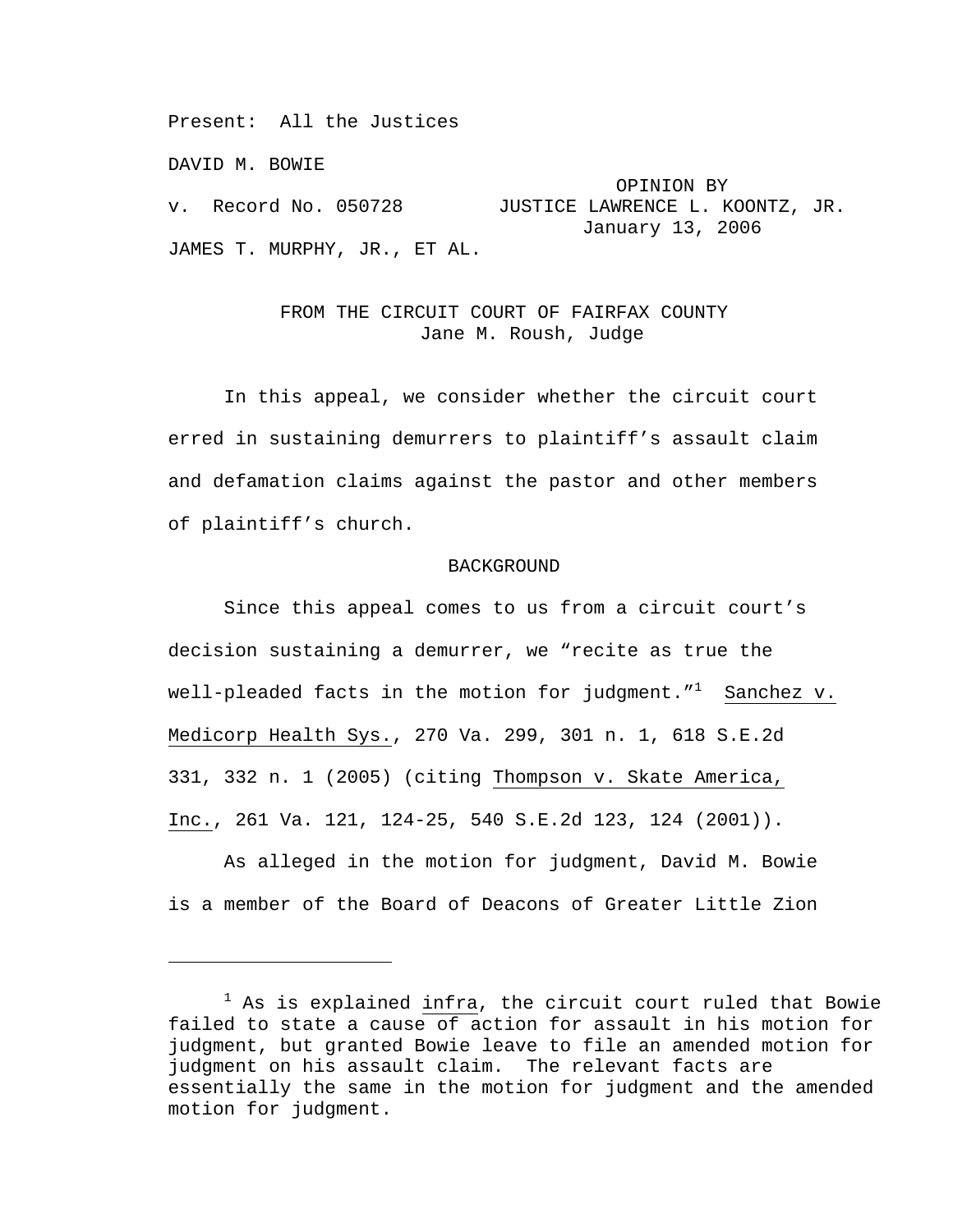Present: All the Justices

DAVID M. BOWIE

v. Record No. 050728

JAMES T. MURPHY, JR., ET AL.

OPINION BY
JUSTICE LAWRENCE L. KOONTZ, JR.
January 13, 2006

FROM THE CIRCUIT COURT OF FAIRFAX COUNTY
Jane M. Roush, Judge

In this appeal, we consider whether the circuit court erred in sustaining demurrers to plaintiff's assault claim and defamation claims against the pastor and other members of plaintiff's church.

BACKGROUND

Since this appeal comes to us from a circuit court's decision sustaining a demurrer, we "recite as true the well-pleaded facts in the motion for judgment."[1] Sanchez v. Medicorp Health Sys., 270 Va. 299, 301 n. 1, 618 S.E.2d 331, 332 n. 1 (2005) (citing Thompson v. Skate America, Inc., 261 Va. 121, 124-25, 540 S.E.2d 123, 124 (2001)).

As alleged in the motion for judgment, David M. Bowie is a member of the Board of Deacons of Greater Little Zion

---

[1] As is explained infra, the circuit court ruled that Bowie failed to state a cause of action for assault in his motion for judgment, but granted Bowie leave to file an amended motion for judgment on his assault claim. The relevant facts are essentially the same in the motion for judgment and the amended motion for judgment.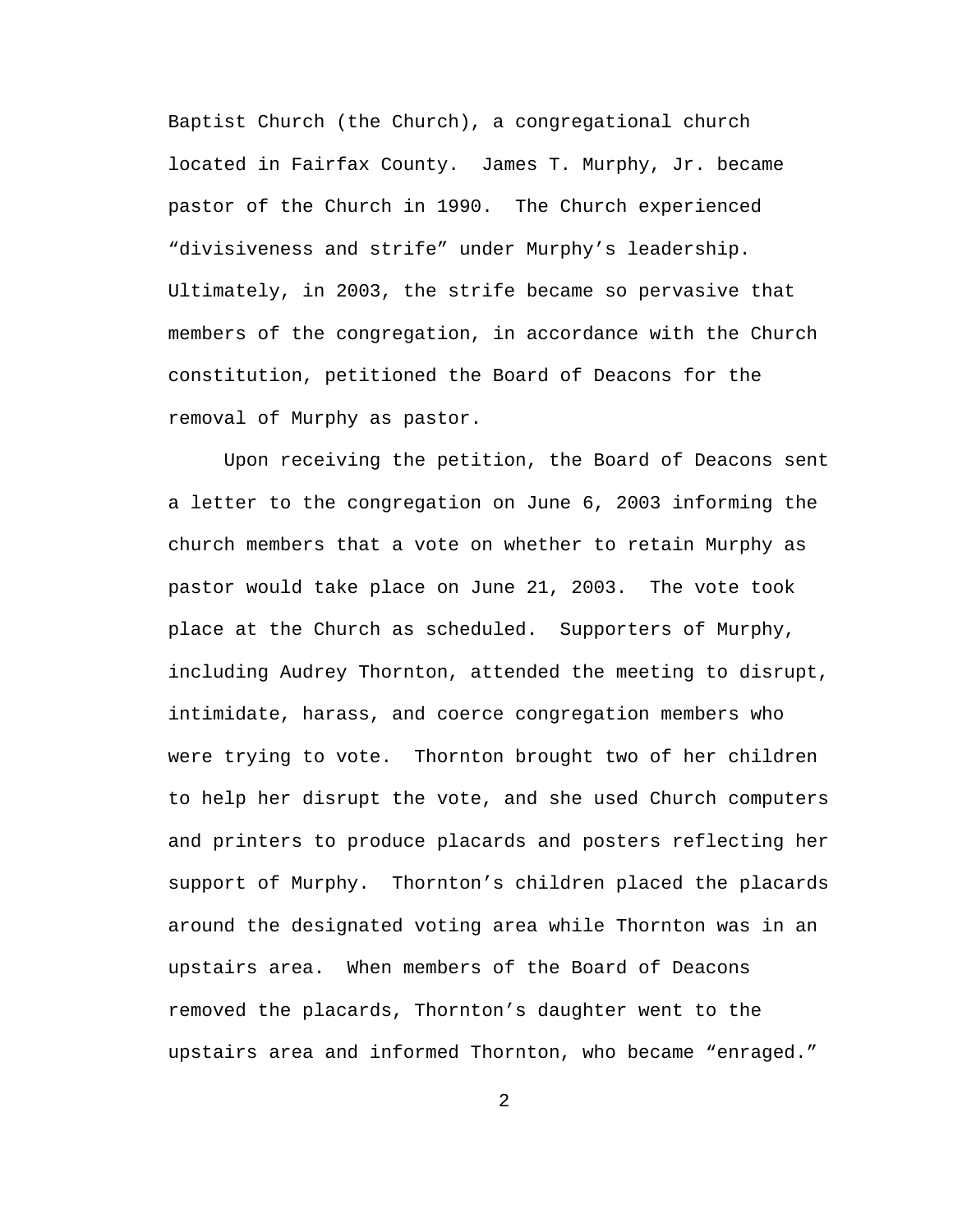Baptist Church (the Church), a congregational church located in Fairfax County. James T. Murphy, Jr. became pastor of the Church in 1990. The Church experienced "divisiveness and strife" under Murphy's leadership. Ultimately, in 2003, the strife became so pervasive that members of the congregation, in accordance with the Church constitution, petitioned the Board of Deacons for the removal of Murphy as pastor.

Upon receiving the petition, the Board of Deacons sent a letter to the congregation on June 6, 2003 informing the church members that a vote on whether to retain Murphy as pastor would take place on June 21, 2003. The vote took place at the Church as scheduled. Supporters of Murphy, including Audrey Thornton, attended the meeting to disrupt, intimidate, harass, and coerce congregation members who were trying to vote. Thornton brought two of her children to help her disrupt the vote, and she used Church computers and printers to produce placards and posters reflecting her support of Murphy. Thornton's children placed the placards around the designated voting area while Thornton was in an upstairs area. When members of the Board of Deacons removed the placards, Thornton's daughter went to the upstairs area and informed Thornton, who became "enraged."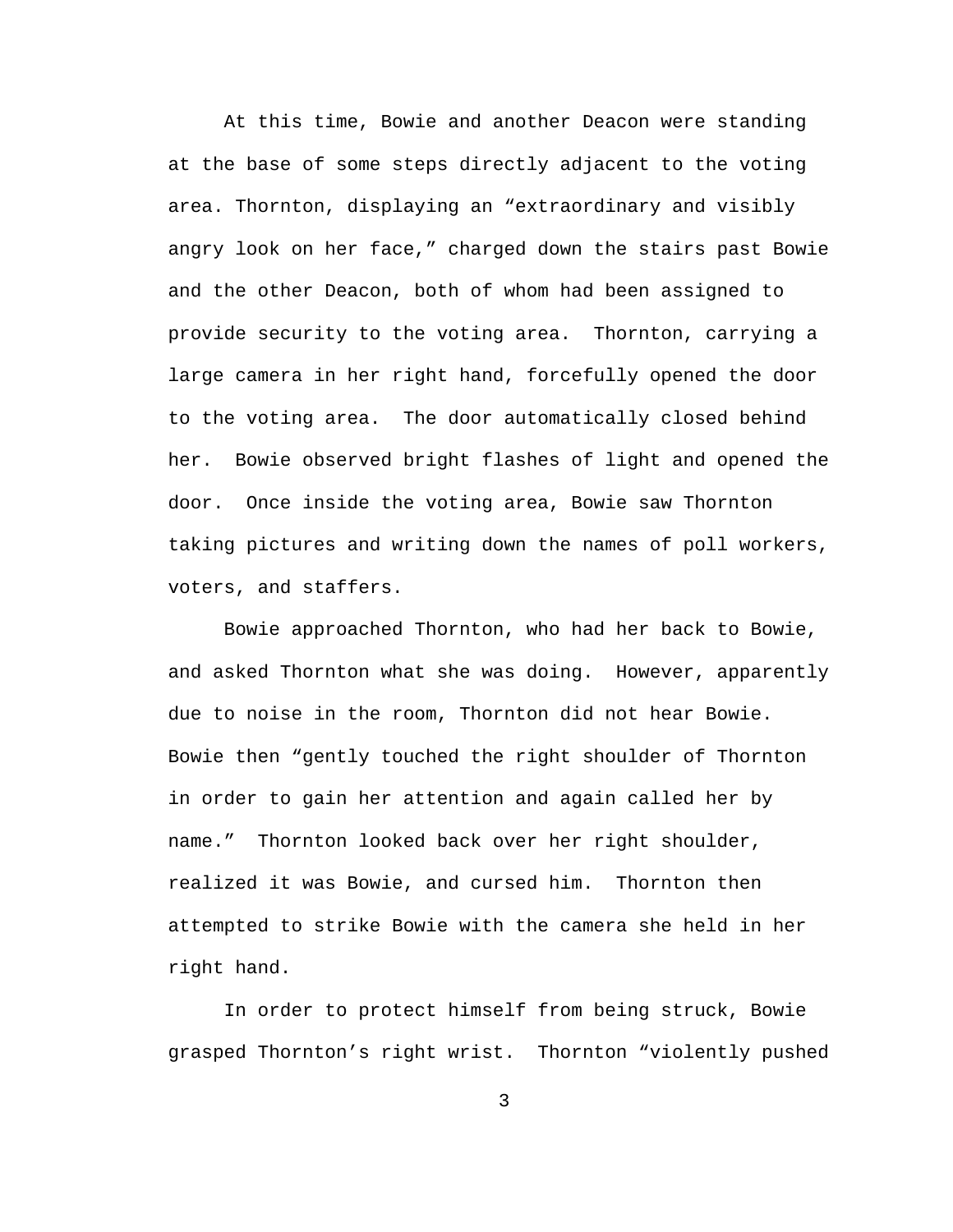At this time, Bowie and another Deacon were standing at the base of some steps directly adjacent to the voting area. Thornton, displaying an "extraordinary and visibly angry look on her face," charged down the stairs past Bowie and the other Deacon, both of whom had been assigned to provide security to the voting area. Thornton, carrying a large camera in her right hand, forcefully opened the door to the voting area. The door automatically closed behind her. Bowie observed bright flashes of light and opened the door. Once inside the voting area, Bowie saw Thornton taking pictures and writing down the names of poll workers, voters, and staffers.

Bowie approached Thornton, who had her back to Bowie, and asked Thornton what she was doing. However, apparently due to noise in the room, Thornton did not hear Bowie. Bowie then "gently touched the right shoulder of Thornton in order to gain her attention and again called her by name." Thornton looked back over her right shoulder, realized it was Bowie, and cursed him. Thornton then attempted to strike Bowie with the camera she held in her right hand.

In order to protect himself from being struck, Bowie grasped Thornton's right wrist. Thornton "violently pushed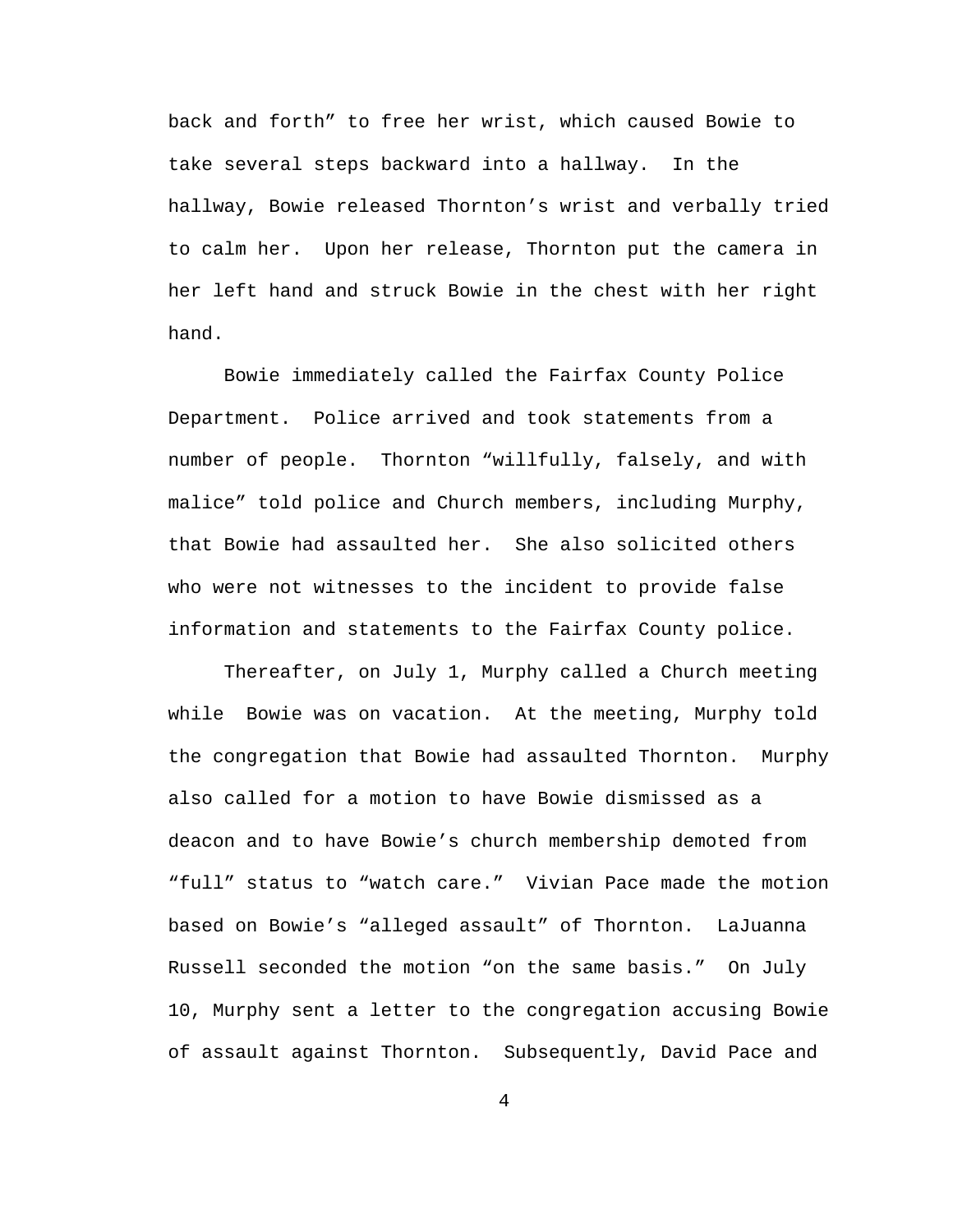back and forth" to free her wrist, which caused Bowie to take several steps backward into a hallway. In the hallway, Bowie released Thornton's wrist and verbally tried to calm her. Upon her release, Thornton put the camera in her left hand and struck Bowie in the chest with her right hand.

Bowie immediately called the Fairfax County Police Department. Police arrived and took statements from a number of people. Thornton "willfully, falsely, and with malice" told police and Church members, including Murphy, that Bowie had assaulted her. She also solicited others who were not witnesses to the incident to provide false information and statements to the Fairfax County police.

Thereafter, on July 1, Murphy called a Church meeting while Bowie was on vacation. At the meeting, Murphy told the congregation that Bowie had assaulted Thornton. Murphy also called for a motion to have Bowie dismissed as a deacon and to have Bowie's church membership demoted from "full" status to "watch care." Vivian Pace made the motion based on Bowie's "alleged assault" of Thornton. LaJuanna Russell seconded the motion "on the same basis." On July 10, Murphy sent a letter to the congregation accusing Bowie of assault against Thornton. Subsequently, David Pace and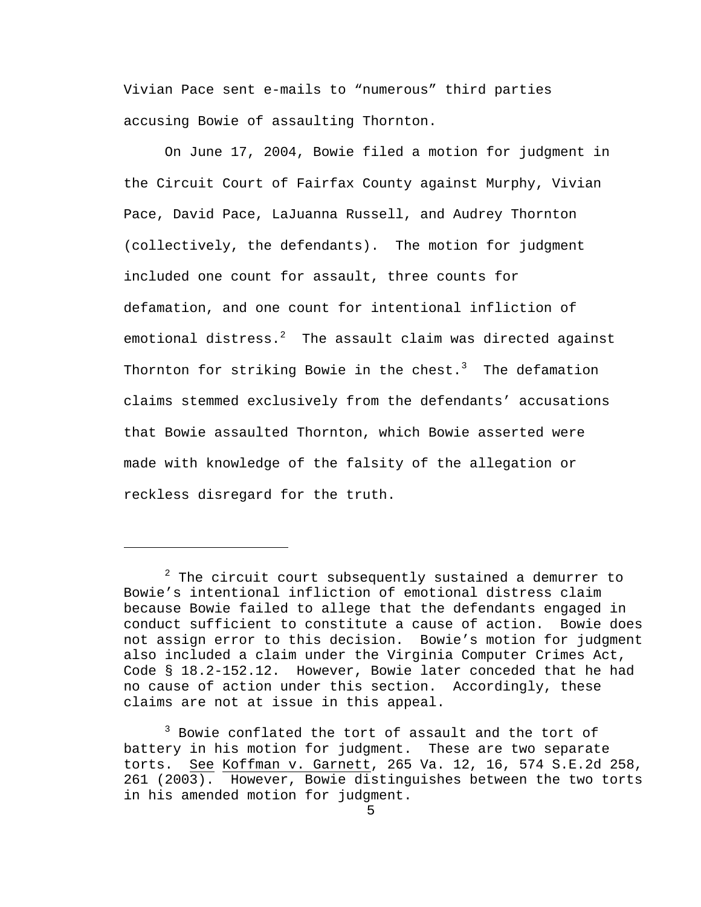Vivian Pace sent e-mails to "numerous" third parties accusing Bowie of assaulting Thornton.

On June 17, 2004, Bowie filed a motion for judgment in the Circuit Court of Fairfax County against Murphy, Vivian Pace, David Pace, LaJuanna Russell, and Audrey Thornton (collectively, the defendants). The motion for judgment included one count for assault, three counts for defamation, and one count for intentional infliction of emotional distress.[2] The assault claim was directed against Thornton for striking Bowie in the chest.[3] The defamation claims stemmed exclusively from the defendants' accusations that Bowie assaulted Thornton, which Bowie asserted were made with knowledge of the falsity of the allegation or reckless disregard for the truth.

---

[2] The circuit court subsequently sustained a demurrer to Bowie's intentional infliction of emotional distress claim because Bowie failed to allege that the defendants engaged in conduct sufficient to constitute a cause of action. Bowie does not assign error to this decision. Bowie's motion for judgment also included a claim under the Virginia Computer Crimes Act, Code § 18.2-152.12. However, Bowie later conceded that he had no cause of action under this section. Accordingly, these claims are not at issue in this appeal.

[3] Bowie conflated the tort of assault and the tort of battery in his motion for judgment. These are two separate torts. <u>See</u> <u>Koffman v. Garnett</u>, 265 Va. 12, 16, 574 S.E.2d 258, 261 (2003). However, Bowie distinguishes between the two torts in his amended motion for judgment.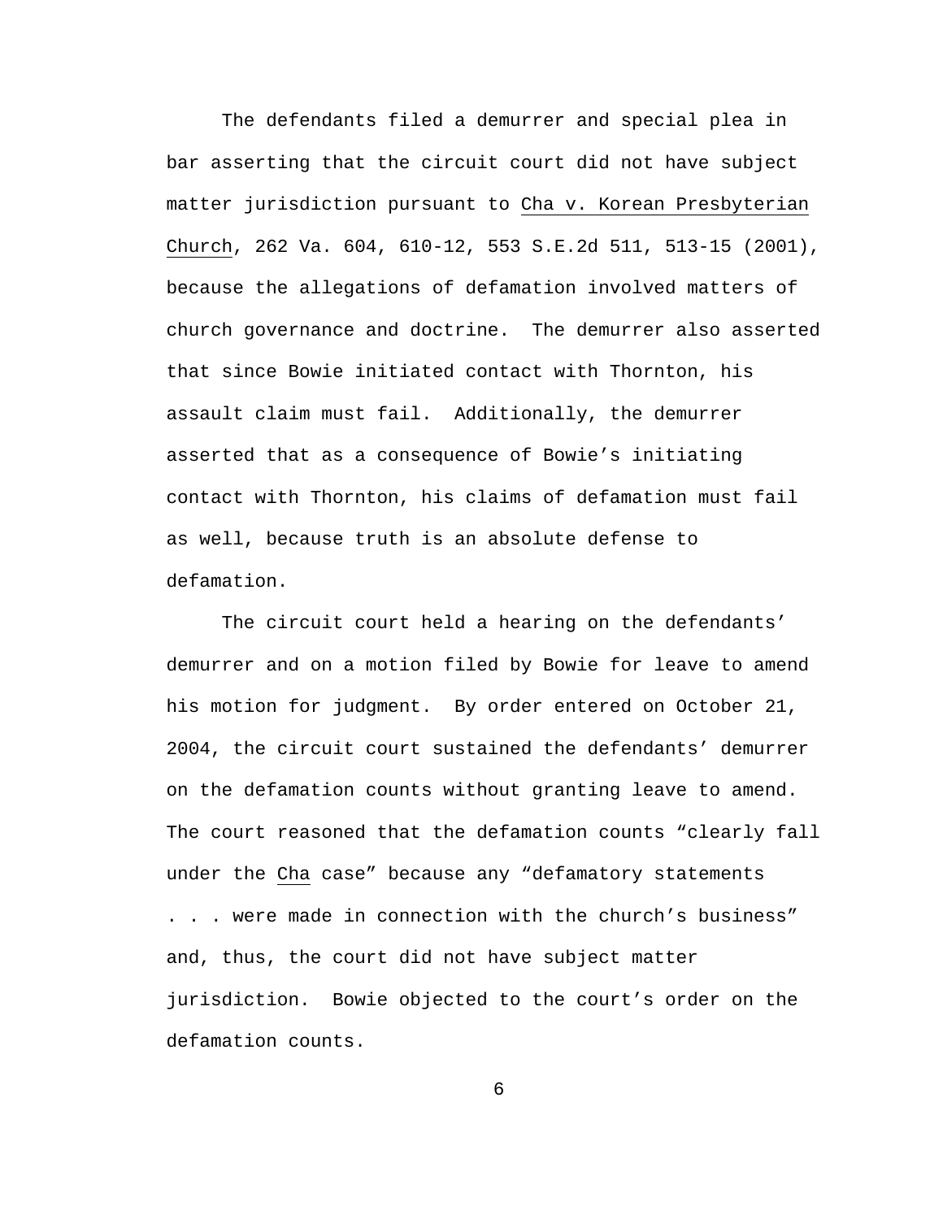The defendants filed a demurrer and special plea in bar asserting that the circuit court did not have subject matter jurisdiction pursuant to Cha v. Korean Presbyterian Church, 262 Va. 604, 610-12, 553 S.E.2d 511, 513-15 (2001), because the allegations of defamation involved matters of church governance and doctrine. The demurrer also asserted that since Bowie initiated contact with Thornton, his assault claim must fail. Additionally, the demurrer asserted that as a consequence of Bowie's initiating contact with Thornton, his claims of defamation must fail as well, because truth is an absolute defense to defamation.

The circuit court held a hearing on the defendants' demurrer and on a motion filed by Bowie for leave to amend his motion for judgment. By order entered on October 21, 2004, the circuit court sustained the defendants' demurrer on the defamation counts without granting leave to amend. The court reasoned that the defamation counts "clearly fall under the Cha case" because any "defamatory statements . . . were made in connection with the church's business" and, thus, the court did not have subject matter jurisdiction. Bowie objected to the court's order on the defamation counts.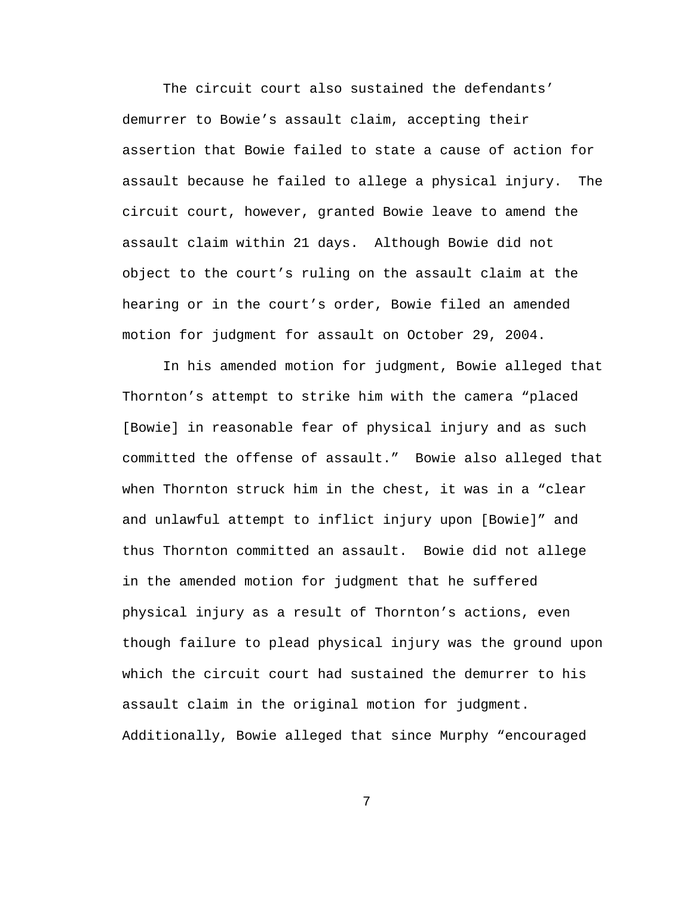The circuit court also sustained the defendants' demurrer to Bowie's assault claim, accepting their assertion that Bowie failed to state a cause of action for assault because he failed to allege a physical injury. The circuit court, however, granted Bowie leave to amend the assault claim within 21 days. Although Bowie did not object to the court's ruling on the assault claim at the hearing or in the court's order, Bowie filed an amended motion for judgment for assault on October 29, 2004.

In his amended motion for judgment, Bowie alleged that Thornton's attempt to strike him with the camera "placed [Bowie] in reasonable fear of physical injury and as such committed the offense of assault." Bowie also alleged that when Thornton struck him in the chest, it was in a "clear and unlawful attempt to inflict injury upon [Bowie]" and thus Thornton committed an assault. Bowie did not allege in the amended motion for judgment that he suffered physical injury as a result of Thornton's actions, even though failure to plead physical injury was the ground upon which the circuit court had sustained the demurrer to his assault claim in the original motion for judgment. Additionally, Bowie alleged that since Murphy "encouraged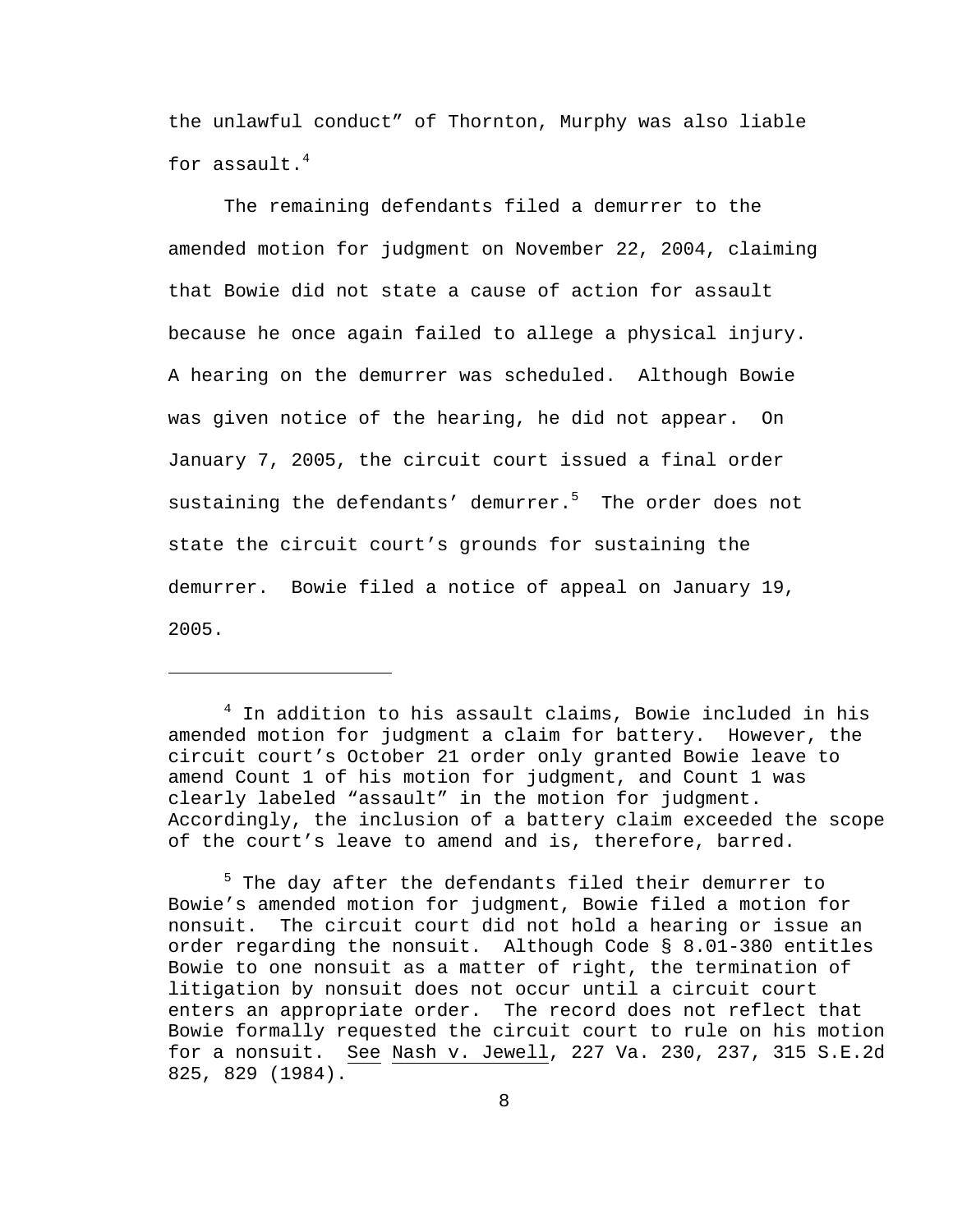the unlawful conduct" of Thornton, Murphy was also liable for assault.[4]

The remaining defendants filed a demurrer to the amended motion for judgment on November 22, 2004, claiming that Bowie did not state a cause of action for assault because he once again failed to allege a physical injury. A hearing on the demurrer was scheduled. Although Bowie was given notice of the hearing, he did not appear. On January 7, 2005, the circuit court issued a final order sustaining the defendants' demurrer.[5] The order does not state the circuit court's grounds for sustaining the demurrer. Bowie filed a notice of appeal on January 19, 2005.

---

[4] In addition to his assault claims, Bowie included in his amended motion for judgment a claim for battery. However, the circuit court's October 21 order only granted Bowie leave to amend Count 1 of his motion for judgment, and Count 1 was clearly labeled "assault" in the motion for judgment. Accordingly, the inclusion of a battery claim exceeded the scope of the court's leave to amend and is, therefore, barred.

[5] The day after the defendants filed their demurrer to Bowie's amended motion for judgment, Bowie filed a motion for nonsuit. The circuit court did not hold a hearing or issue an order regarding the nonsuit. Although Code § 8.01-380 entitles Bowie to one nonsuit as a matter of right, the termination of litigation by nonsuit does not occur until a circuit court enters an appropriate order. The record does not reflect that Bowie formally requested the circuit court to rule on his motion for a nonsuit. See Nash v. Jewell, 227 Va. 230, 237, 315 S.E.2d 825, 829 (1984).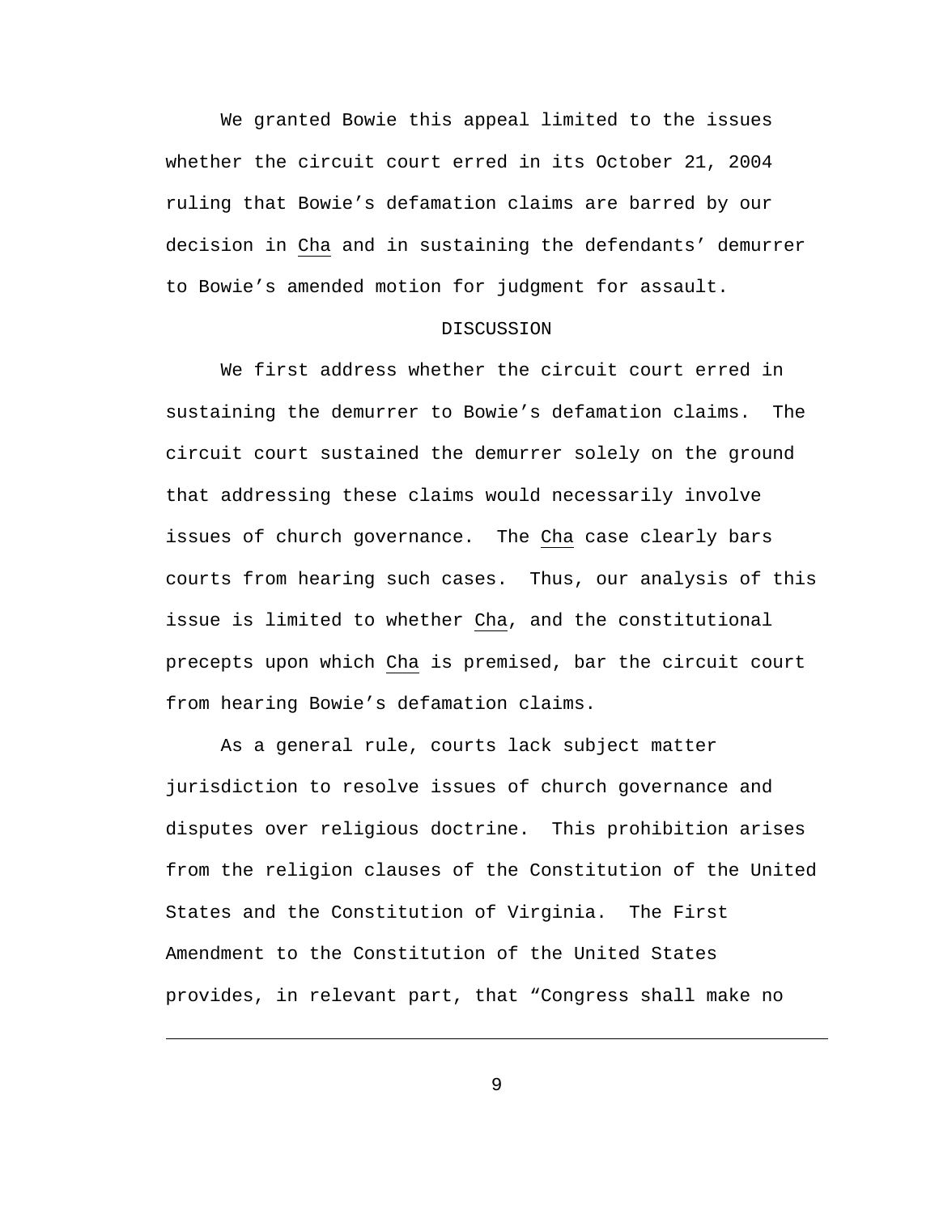We granted Bowie this appeal limited to the issues whether the circuit court erred in its October 21, 2004 ruling that Bowie's defamation claims are barred by our decision in Cha and in sustaining the defendants' demurrer to Bowie's amended motion for judgment for assault.

## DISCUSSION

We first address whether the circuit court erred in sustaining the demurrer to Bowie's defamation claims. The circuit court sustained the demurrer solely on the ground that addressing these claims would necessarily involve issues of church governance. The Cha case clearly bars courts from hearing such cases. Thus, our analysis of this issue is limited to whether Cha, and the constitutional precepts upon which Cha is premised, bar the circuit court from hearing Bowie's defamation claims.

As a general rule, courts lack subject matter jurisdiction to resolve issues of church governance and disputes over religious doctrine. This prohibition arises from the religion clauses of the Constitution of the United States and the Constitution of Virginia. The First Amendment to the Constitution of the United States provides, in relevant part, that "Congress shall make no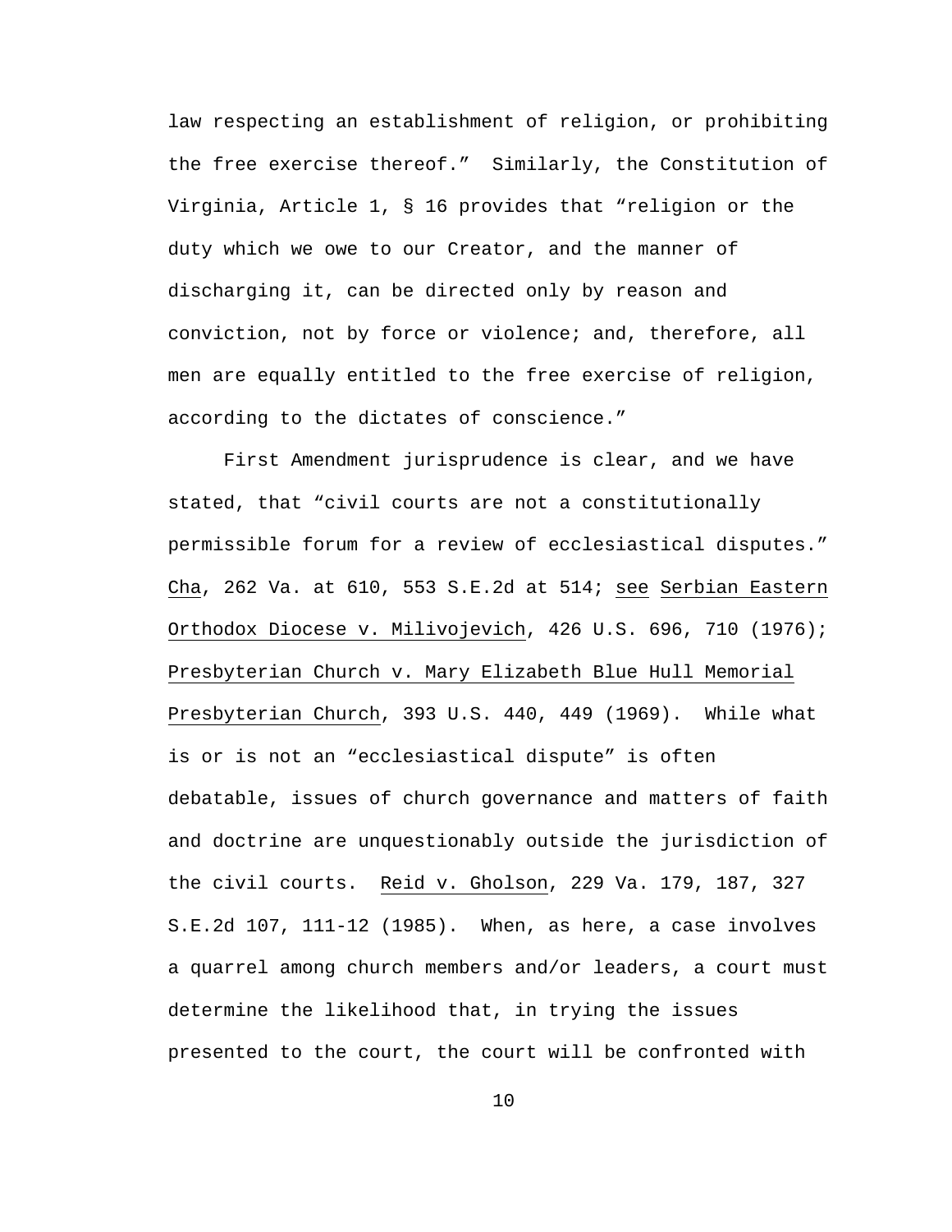law respecting an establishment of religion, or prohibiting the free exercise thereof." Similarly, the Constitution of Virginia, Article 1, § 16 provides that "religion or the duty which we owe to our Creator, and the manner of discharging it, can be directed only by reason and conviction, not by force or violence; and, therefore, all men are equally entitled to the free exercise of religion, according to the dictates of conscience."

First Amendment jurisprudence is clear, and we have stated, that "civil courts are not a constitutionally permissible forum for a review of ecclesiastical disputes." Cha, 262 Va. at 610, 553 S.E.2d at 514; see Serbian Eastern Orthodox Diocese v. Milivojevich, 426 U.S. 696, 710 (1976); Presbyterian Church v. Mary Elizabeth Blue Hull Memorial Presbyterian Church, 393 U.S. 440, 449 (1969). While what is or is not an "ecclesiastical dispute" is often debatable, issues of church governance and matters of faith and doctrine are unquestionably outside the jurisdiction of the civil courts. Reid v. Gholson, 229 Va. 179, 187, 327 S.E.2d 107, 111-12 (1985). When, as here, a case involves a quarrel among church members and/or leaders, a court must determine the likelihood that, in trying the issues presented to the court, the court will be confronted with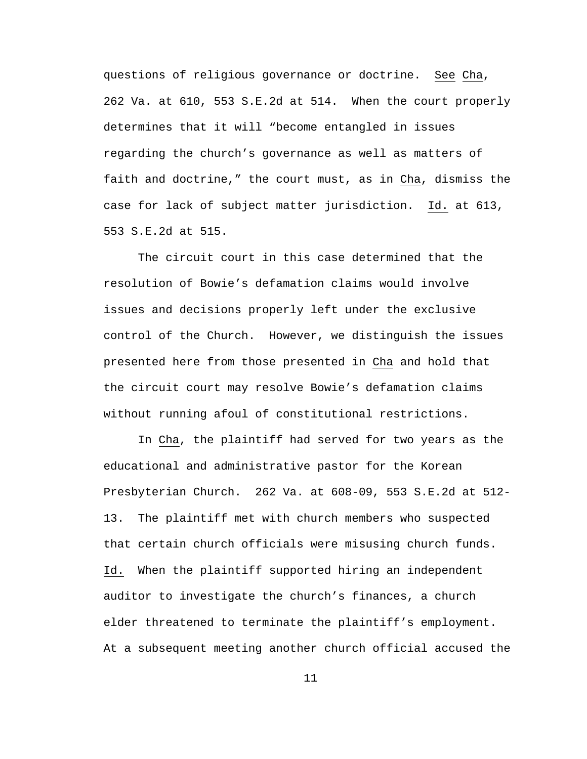questions of religious governance or doctrine. See Cha, 262 Va. at 610, 553 S.E.2d at 514. When the court properly determines that it will "become entangled in issues regarding the church's governance as well as matters of faith and doctrine," the court must, as in Cha, dismiss the case for lack of subject matter jurisdiction. Id. at 613, 553 S.E.2d at 515.

The circuit court in this case determined that the resolution of Bowie's defamation claims would involve issues and decisions properly left under the exclusive control of the Church. However, we distinguish the issues presented here from those presented in Cha and hold that the circuit court may resolve Bowie's defamation claims without running afoul of constitutional restrictions.

In Cha, the plaintiff had served for two years as the educational and administrative pastor for the Korean Presbyterian Church. 262 Va. at 608-09, 553 S.E.2d at 512-13. The plaintiff met with church members who suspected that certain church officials were misusing church funds. Id. When the plaintiff supported hiring an independent auditor to investigate the church's finances, a church elder threatened to terminate the plaintiff's employment. At a subsequent meeting another church official accused the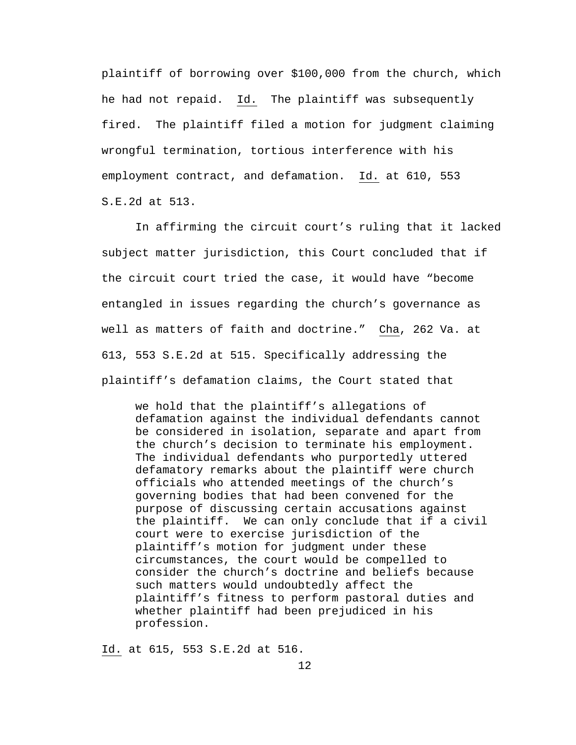plaintiff of borrowing over $100,000 from the church, which he had not repaid. _Id._ The plaintiff was subsequently fired. The plaintiff filed a motion for judgment claiming wrongful termination, tortious interference with his employment contract, and defamation. _Id._ at 610, 553 S.E.2d at 513.

In affirming the circuit court's ruling that it lacked subject matter jurisdiction, this Court concluded that if the circuit court tried the case, it would have "become entangled in issues regarding the church's governance as well as matters of faith and doctrine." _Cha_, 262 Va. at 613, 553 S.E.2d at 515. Specifically addressing the plaintiff's defamation claims, the Court stated that

> we hold that the plaintiff's allegations of defamation against the individual defendants cannot be considered in isolation, separate and apart from the church's decision to terminate his employment. The individual defendants who purportedly uttered defamatory remarks about the plaintiff were church officials who attended meetings of the church's governing bodies that had been convened for the purpose of discussing certain accusations against the plaintiff. We can only conclude that if a civil court were to exercise jurisdiction of the plaintiff's motion for judgment under these circumstances, the court would be compelled to consider the church's doctrine and beliefs because such matters would undoubtedly affect the plaintiff's fitness to perform pastoral duties and whether plaintiff had been prejudiced in his profession.

_Id._ at 615, 553 S.E.2d at 516.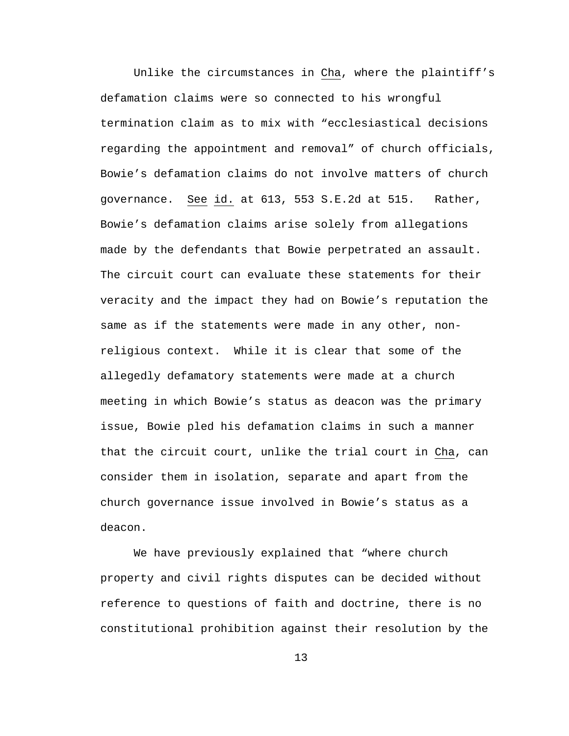Unlike the circumstances in Cha, where the plaintiff's defamation claims were so connected to his wrongful termination claim as to mix with "ecclesiastical decisions regarding the appointment and removal" of church officials, Bowie's defamation claims do not involve matters of church governance. See id. at 613, 553 S.E.2d at 515. Rather, Bowie's defamation claims arise solely from allegations made by the defendants that Bowie perpetrated an assault. The circuit court can evaluate these statements for their veracity and the impact they had on Bowie's reputation the same as if the statements were made in any other, non-religious context. While it is clear that some of the allegedly defamatory statements were made at a church meeting in which Bowie's status as deacon was the primary issue, Bowie pled his defamation claims in such a manner that the circuit court, unlike the trial court in Cha, can consider them in isolation, separate and apart from the church governance issue involved in Bowie's status as a deacon.

We have previously explained that "where church property and civil rights disputes can be decided without reference to questions of faith and doctrine, there is no constitutional prohibition against their resolution by the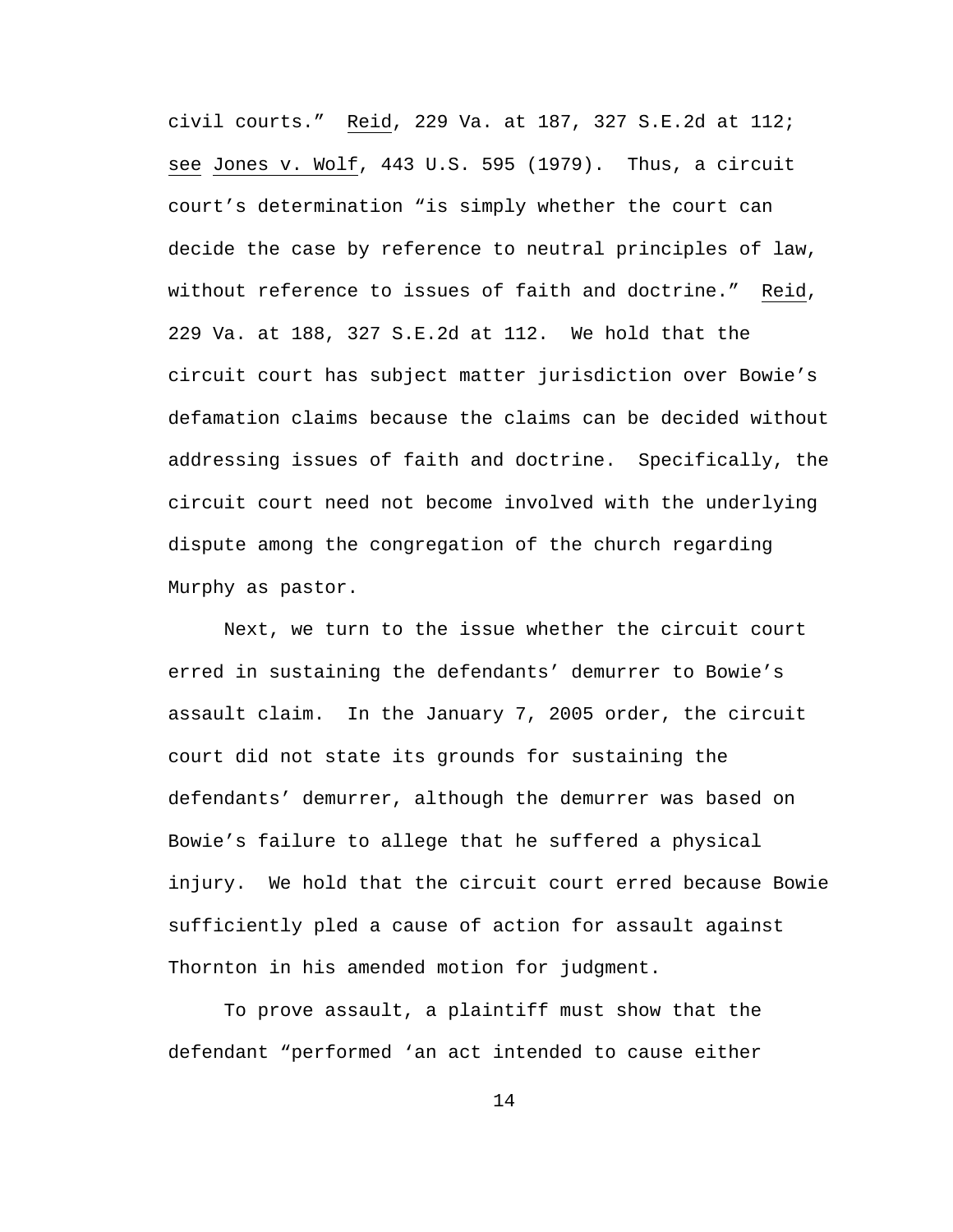civil courts." Reid, 229 Va. at 187, 327 S.E.2d at 112; see Jones v. Wolf, 443 U.S. 595 (1979). Thus, a circuit court's determination "is simply whether the court can decide the case by reference to neutral principles of law, without reference to issues of faith and doctrine." Reid, 229 Va. at 188, 327 S.E.2d at 112. We hold that the circuit court has subject matter jurisdiction over Bowie's defamation claims because the claims can be decided without addressing issues of faith and doctrine. Specifically, the circuit court need not become involved with the underlying dispute among the congregation of the church regarding Murphy as pastor.

Next, we turn to the issue whether the circuit court erred in sustaining the defendants' demurrer to Bowie's assault claim. In the January 7, 2005 order, the circuit court did not state its grounds for sustaining the defendants' demurrer, although the demurrer was based on Bowie's failure to allege that he suffered a physical injury. We hold that the circuit court erred because Bowie sufficiently pled a cause of action for assault against Thornton in his amended motion for judgment.

To prove assault, a plaintiff must show that the defendant "performed 'an act intended to cause either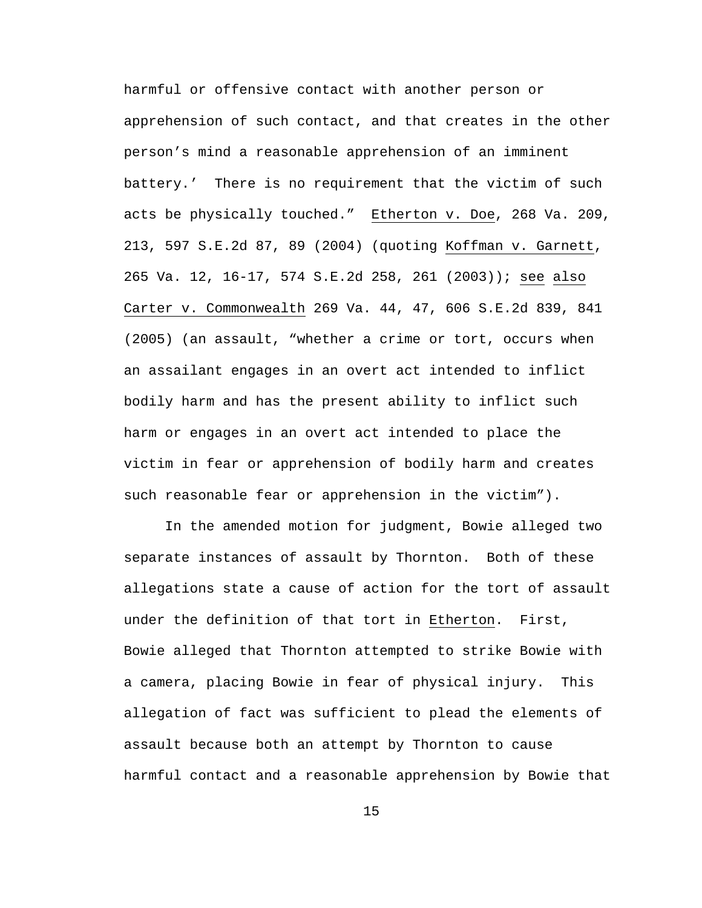harmful or offensive contact with another person or apprehension of such contact, and that creates in the other person's mind a reasonable apprehension of an imminent battery.' There is no requirement that the victim of such acts be physically touched." Etherton v. Doe, 268 Va. 209, 213, 597 S.E.2d 87, 89 (2004) (quoting Koffman v. Garnett, 265 Va. 12, 16-17, 574 S.E.2d 258, 261 (2003)); see also Carter v. Commonwealth 269 Va. 44, 47, 606 S.E.2d 839, 841 (2005) (an assault, "whether a crime or tort, occurs when an assailant engages in an overt act intended to inflict bodily harm and has the present ability to inflict such harm or engages in an overt act intended to place the victim in fear or apprehension of bodily harm and creates such reasonable fear or apprehension in the victim").

In the amended motion for judgment, Bowie alleged two separate instances of assault by Thornton. Both of these allegations state a cause of action for the tort of assault under the definition of that tort in Etherton. First, Bowie alleged that Thornton attempted to strike Bowie with a camera, placing Bowie in fear of physical injury. This allegation of fact was sufficient to plead the elements of assault because both an attempt by Thornton to cause harmful contact and a reasonable apprehension by Bowie that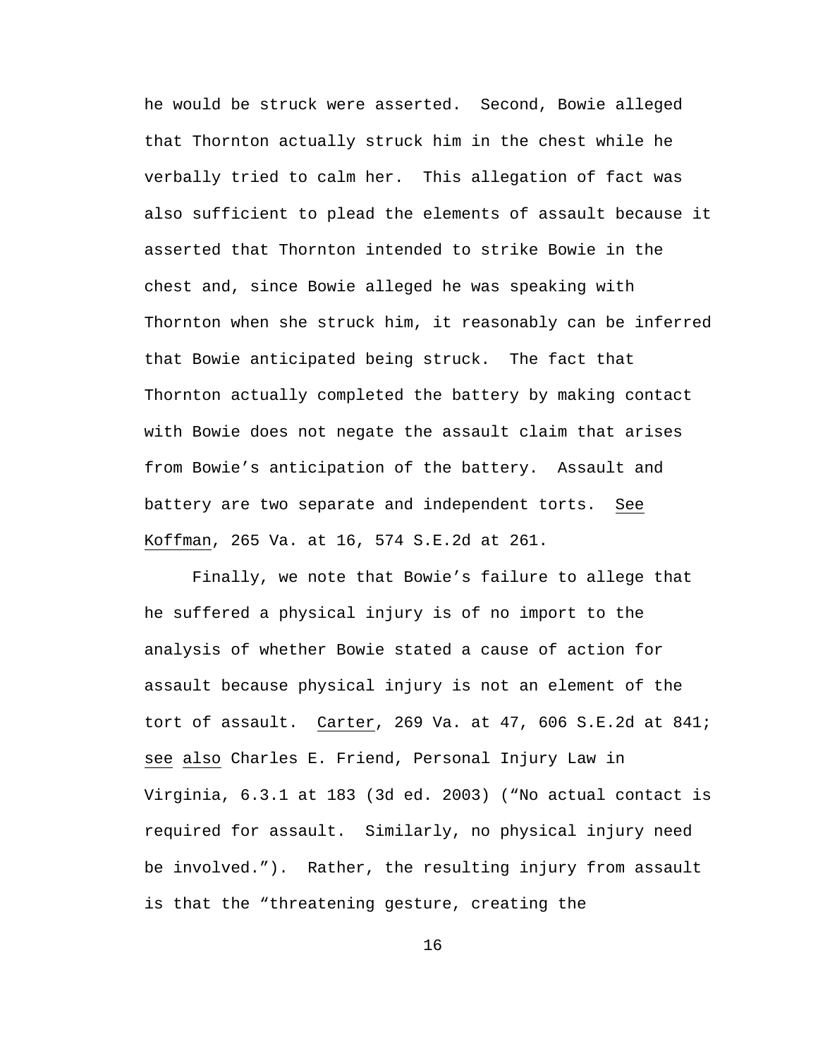he would be struck were asserted. Second, Bowie alleged that Thornton actually struck him in the chest while he verbally tried to calm her. This allegation of fact was also sufficient to plead the elements of assault because it asserted that Thornton intended to strike Bowie in the chest and, since Bowie alleged he was speaking with Thornton when she struck him, it reasonably can be inferred that Bowie anticipated being struck. The fact that Thornton actually completed the battery by making contact with Bowie does not negate the assault claim that arises from Bowie's anticipation of the battery. Assault and battery are two separate and independent torts. See Koffman, 265 Va. at 16, 574 S.E.2d at 261.

Finally, we note that Bowie's failure to allege that he suffered a physical injury is of no import to the analysis of whether Bowie stated a cause of action for assault because physical injury is not an element of the tort of assault. Carter, 269 Va. at 47, 606 S.E.2d at 841; see also Charles E. Friend, Personal Injury Law in Virginia, 6.3.1 at 183 (3d ed. 2003) ("No actual contact is required for assault. Similarly, no physical injury need be involved."). Rather, the resulting injury from assault is that the "threatening gesture, creating the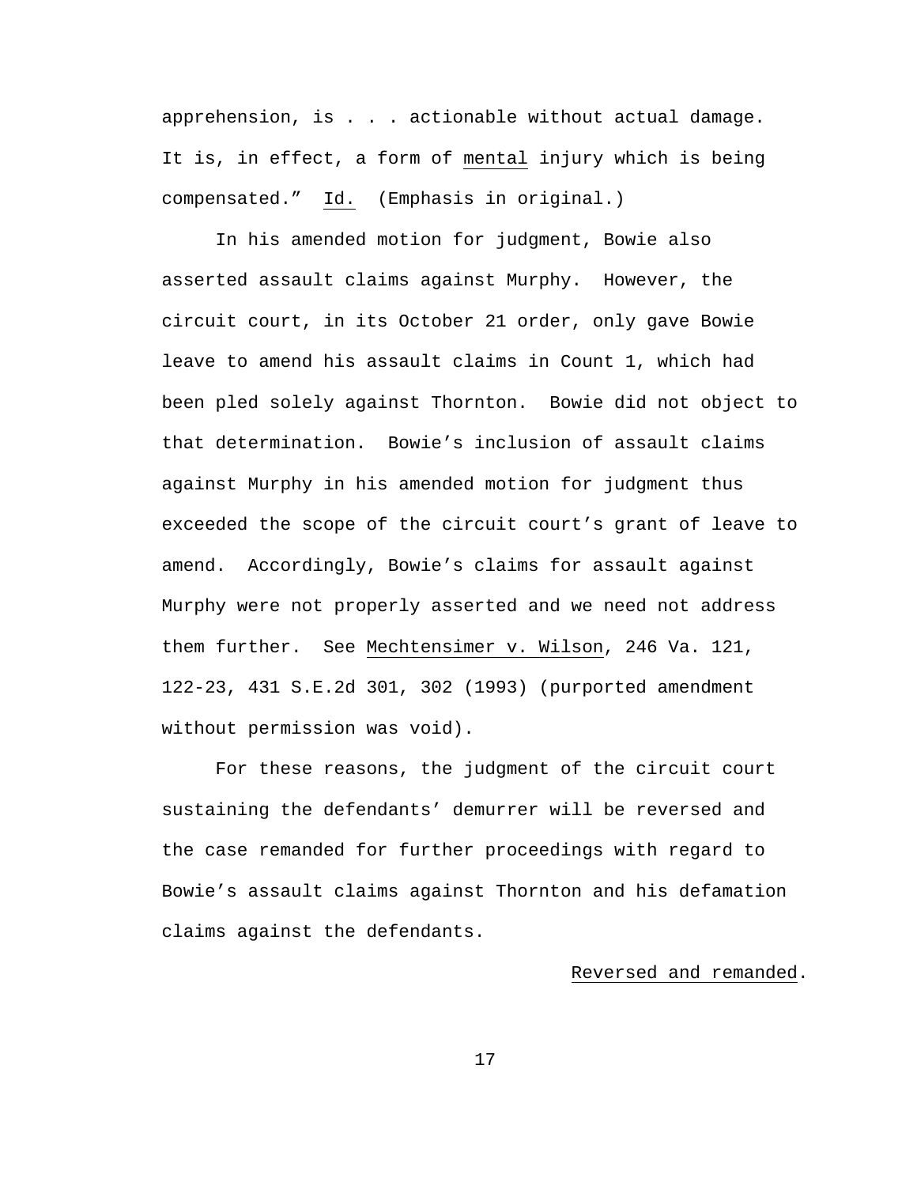apprehension, is . . . actionable without actual damage. It is, in effect, a form of _mental_ injury which is being compensated." _Id._ (Emphasis in original.)

In his amended motion for judgment, Bowie also asserted assault claims against Murphy. However, the circuit court, in its October 21 order, only gave Bowie leave to amend his assault claims in Count 1, which had been pled solely against Thornton. Bowie did not object to that determination. Bowie's inclusion of assault claims against Murphy in his amended motion for judgment thus exceeded the scope of the circuit court's grant of leave to amend. Accordingly, Bowie's claims for assault against Murphy were not properly asserted and we need not address them further. See _Mechtensimer v. Wilson_, 246 Va. 121, 122-23, 431 S.E.2d 301, 302 (1993) (purported amendment without permission was void).

For these reasons, the judgment of the circuit court sustaining the defendants' demurrer will be reversed and the case remanded for further proceedings with regard to Bowie's assault claims against Thornton and his defamation claims against the defendants.

_Reversed and remanded_.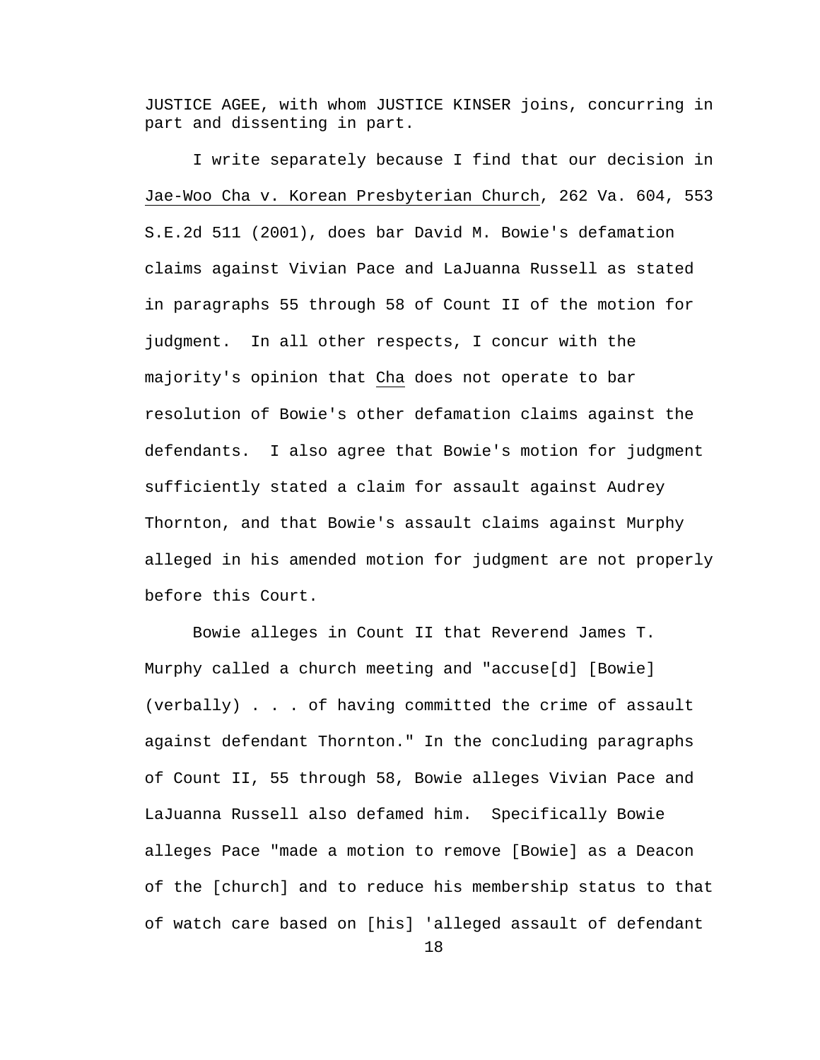JUSTICE AGEE, with whom JUSTICE KINSER joins, concurring in part and dissenting in part.

I write separately because I find that our decision in Jae-Woo Cha v. Korean Presbyterian Church, 262 Va. 604, 553 S.E.2d 511 (2001), does bar David M. Bowie's defamation claims against Vivian Pace and LaJuanna Russell as stated in paragraphs 55 through 58 of Count II of the motion for judgment. In all other respects, I concur with the majority's opinion that Cha does not operate to bar resolution of Bowie's other defamation claims against the defendants. I also agree that Bowie's motion for judgment sufficiently stated a claim for assault against Audrey Thornton, and that Bowie's assault claims against Murphy alleged in his amended motion for judgment are not properly before this Court.

Bowie alleges in Count II that Reverend James T. Murphy called a church meeting and "accuse[d] [Bowie] (verbally) . . . of having committed the crime of assault against defendant Thornton." In the concluding paragraphs of Count II, 55 through 58, Bowie alleges Vivian Pace and LaJuanna Russell also defamed him. Specifically Bowie alleges Pace "made a motion to remove [Bowie] as a Deacon of the [church] and to reduce his membership status to that of watch care based on [his] 'alleged assault of defendant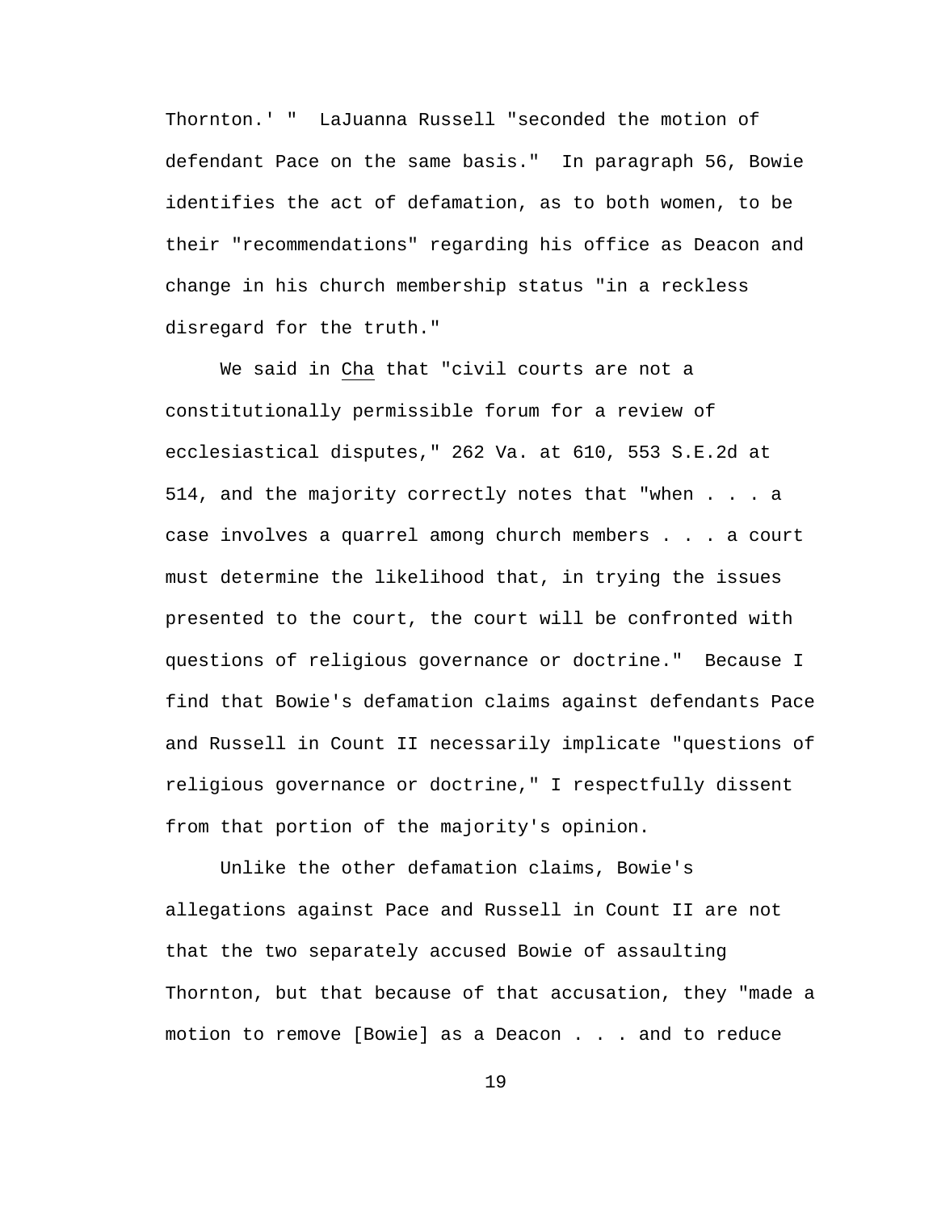Thornton.' " LaJuanna Russell "seconded the motion of defendant Pace on the same basis." In paragraph 56, Bowie identifies the act of defamation, as to both women, to be their "recommendations" regarding his office as Deacon and change in his church membership status "in a reckless disregard for the truth."

We said in Cha that "civil courts are not a constitutionally permissible forum for a review of ecclesiastical disputes," 262 Va. at 610, 553 S.E.2d at 514, and the majority correctly notes that "when . . . a case involves a quarrel among church members . . . a court must determine the likelihood that, in trying the issues presented to the court, the court will be confronted with questions of religious governance or doctrine." Because I find that Bowie's defamation claims against defendants Pace and Russell in Count II necessarily implicate "questions of religious governance or doctrine," I respectfully dissent from that portion of the majority's opinion.

Unlike the other defamation claims, Bowie's allegations against Pace and Russell in Count II are not that the two separately accused Bowie of assaulting Thornton, but that because of that accusation, they "made a motion to remove [Bowie] as a Deacon . . . and to reduce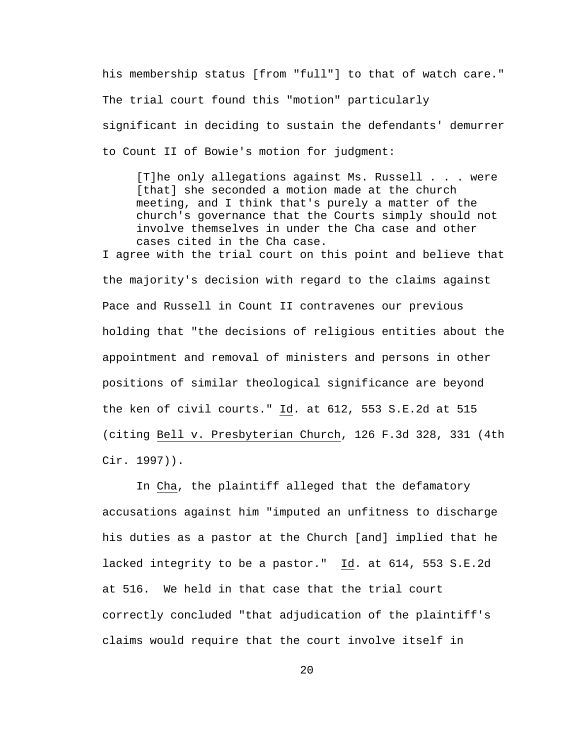his membership status [from "full"] to that of watch care." The trial court found this "motion" particularly significant in deciding to sustain the defendants' demurrer to Count II of Bowie's motion for judgment:

> [T]he only allegations against Ms. Russell . . . were [that] she seconded a motion made at the church meeting, and I think that's purely a matter of the church's governance that the Courts simply should not involve themselves in under the Cha case and other cases cited in the Cha case.

I agree with the trial court on this point and believe that the majority's decision with regard to the claims against Pace and Russell in Count II contravenes our previous holding that "the decisions of religious entities about the appointment and removal of ministers and persons in other positions of similar theological significance are beyond the ken of civil courts." Id. at 612, 553 S.E.2d at 515 (citing Bell v. Presbyterian Church, 126 F.3d 328, 331 (4th Cir. 1997)).

In Cha, the plaintiff alleged that the defamatory accusations against him "imputed an unfitness to discharge his duties as a pastor at the Church [and] implied that he lacked integrity to be a pastor." Id. at 614, 553 S.E.2d at 516. We held in that case that the trial court correctly concluded "that adjudication of the plaintiff's claims would require that the court involve itself in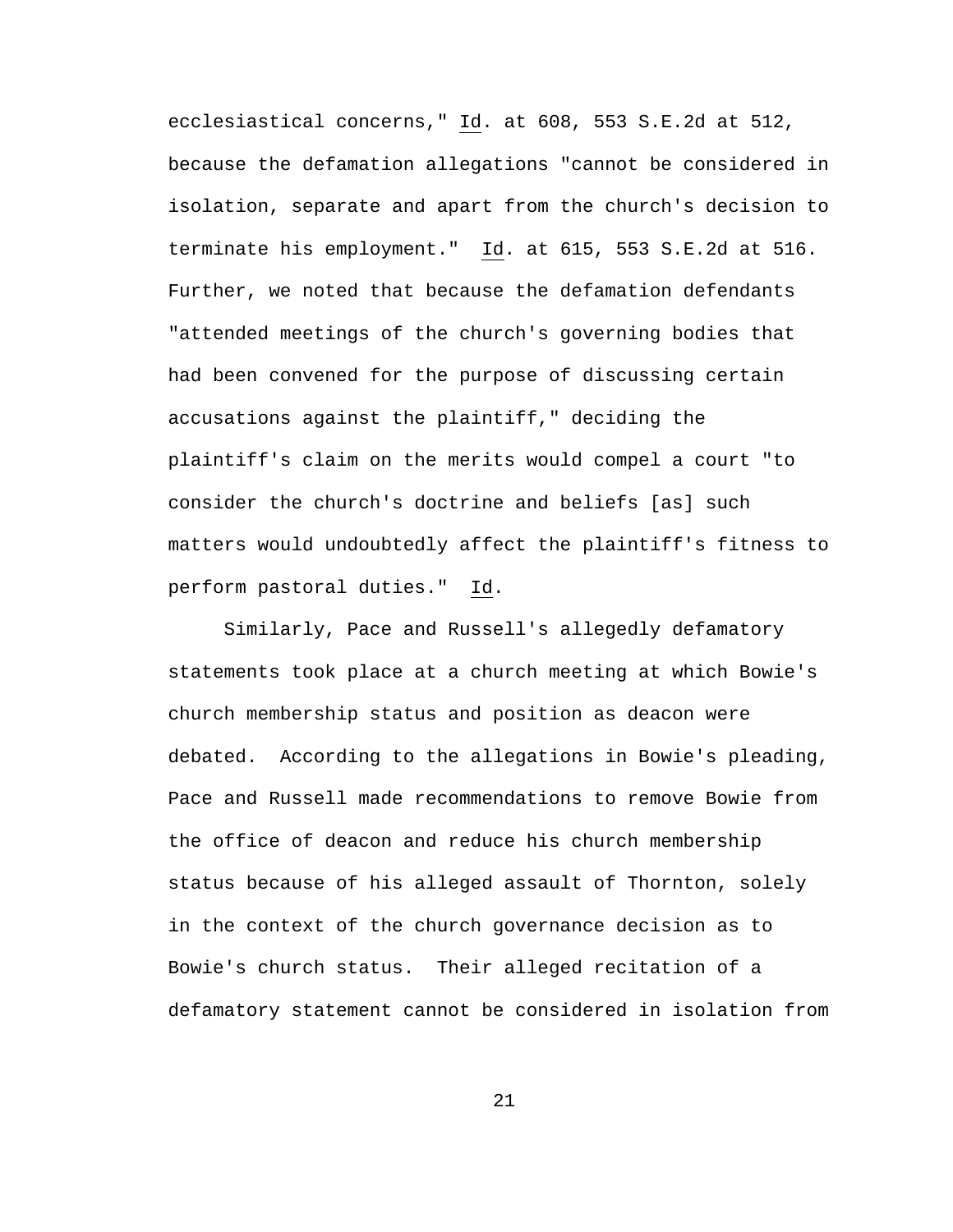ecclesiastical concerns," Id. at 608, 553 S.E.2d at 512, because the defamation allegations "cannot be considered in isolation, separate and apart from the church's decision to terminate his employment." Id. at 615, 553 S.E.2d at 516. Further, we noted that because the defamation defendants "attended meetings of the church's governing bodies that had been convened for the purpose of discussing certain accusations against the plaintiff," deciding the plaintiff's claim on the merits would compel a court "to consider the church's doctrine and beliefs [as] such matters would undoubtedly affect the plaintiff's fitness to perform pastoral duties." Id.

Similarly, Pace and Russell's allegedly defamatory statements took place at a church meeting at which Bowie's church membership status and position as deacon were debated. According to the allegations in Bowie's pleading, Pace and Russell made recommendations to remove Bowie from the office of deacon and reduce his church membership status because of his alleged assault of Thornton, solely in the context of the church governance decision as to Bowie's church status. Their alleged recitation of a defamatory statement cannot be considered in isolation from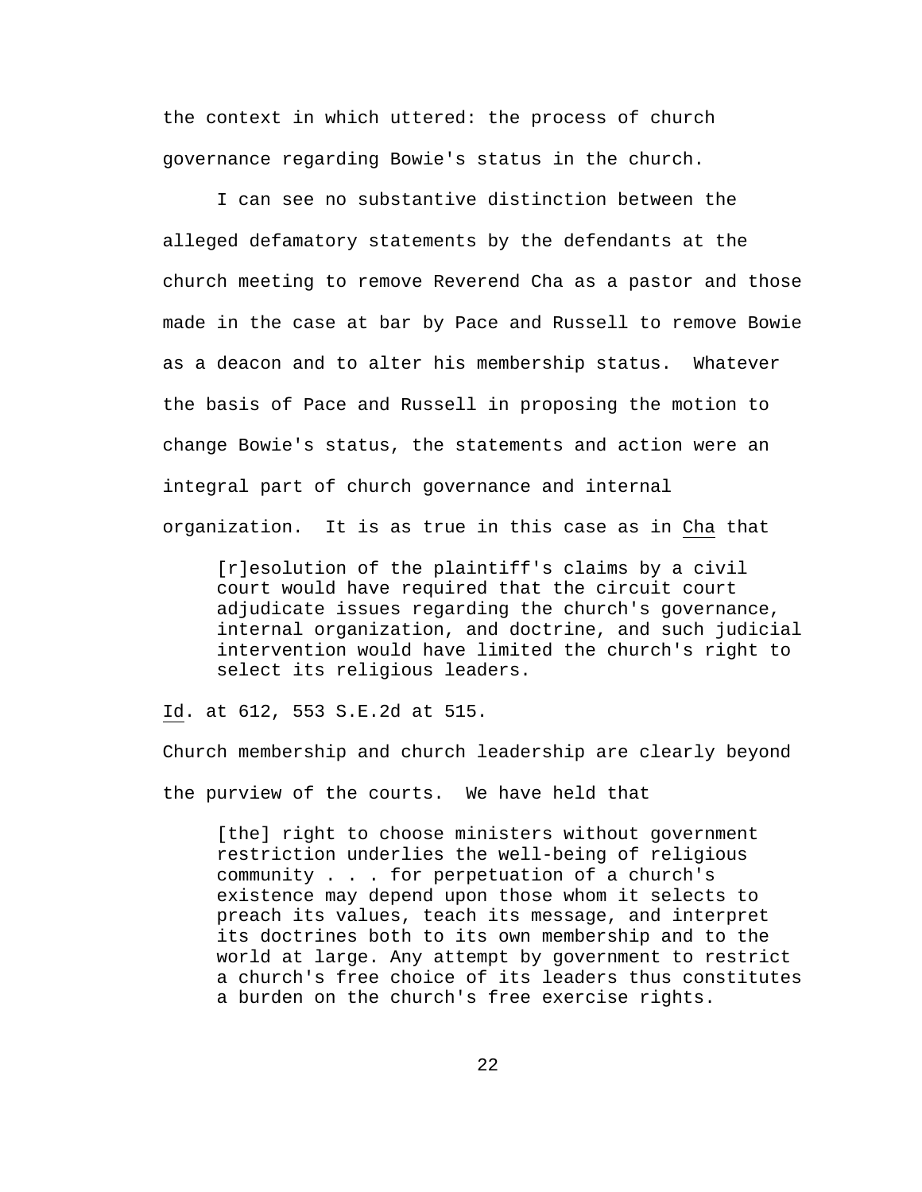the context in which uttered: the process of church governance regarding Bowie's status in the church.

I can see no substantive distinction between the alleged defamatory statements by the defendants at the church meeting to remove Reverend Cha as a pastor and those made in the case at bar by Pace and Russell to remove Bowie as a deacon and to alter his membership status. Whatever the basis of Pace and Russell in proposing the motion to change Bowie's status, the statements and action were an integral part of church governance and internal organization. It is as true in this case as in Cha that

> [r]esolution of the plaintiff's claims by a civil court would have required that the circuit court adjudicate issues regarding the church's governance, internal organization, and doctrine, and such judicial intervention would have limited the church's right to select its religious leaders.

Id. at 612, 553 S.E.2d at 515.

Church membership and church leadership are clearly beyond the purview of the courts. We have held that

> [the] right to choose ministers without government restriction underlies the well-being of religious community . . . for perpetuation of a church's existence may depend upon those whom it selects to preach its values, teach its message, and interpret its doctrines both to its own membership and to the world at large. Any attempt by government to restrict a church's free choice of its leaders thus constitutes a burden on the church's free exercise rights.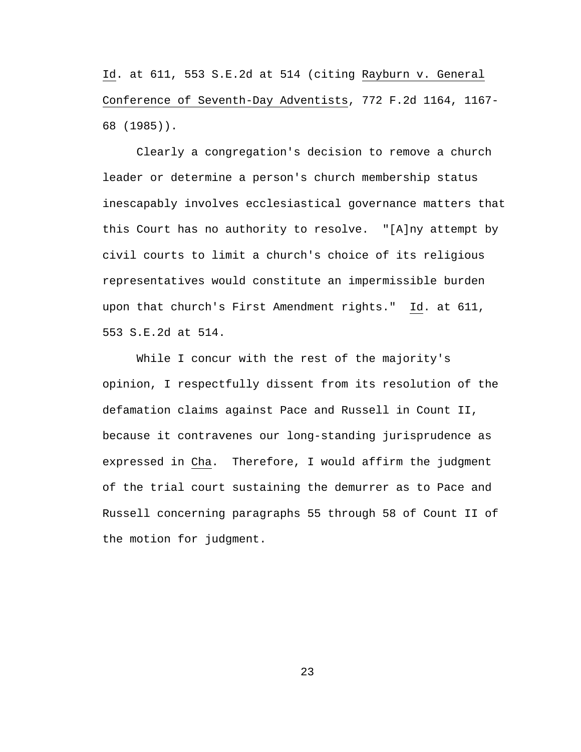Id. at 611, 553 S.E.2d at 514 (citing Rayburn v. General Conference of Seventh-Day Adventists, 772 F.2d 1164, 1167-68 (1985)).

Clearly a congregation's decision to remove a church leader or determine a person's church membership status inescapably involves ecclesiastical governance matters that this Court has no authority to resolve. "[A]ny attempt by civil courts to limit a church's choice of its religious representatives would constitute an impermissible burden upon that church's First Amendment rights." Id. at 611, 553 S.E.2d at 514.

While I concur with the rest of the majority's opinion, I respectfully dissent from its resolution of the defamation claims against Pace and Russell in Count II, because it contravenes our long-standing jurisprudence as expressed in Cha. Therefore, I would affirm the judgment of the trial court sustaining the demurrer as to Pace and Russell concerning paragraphs 55 through 58 of Count II of the motion for judgment.